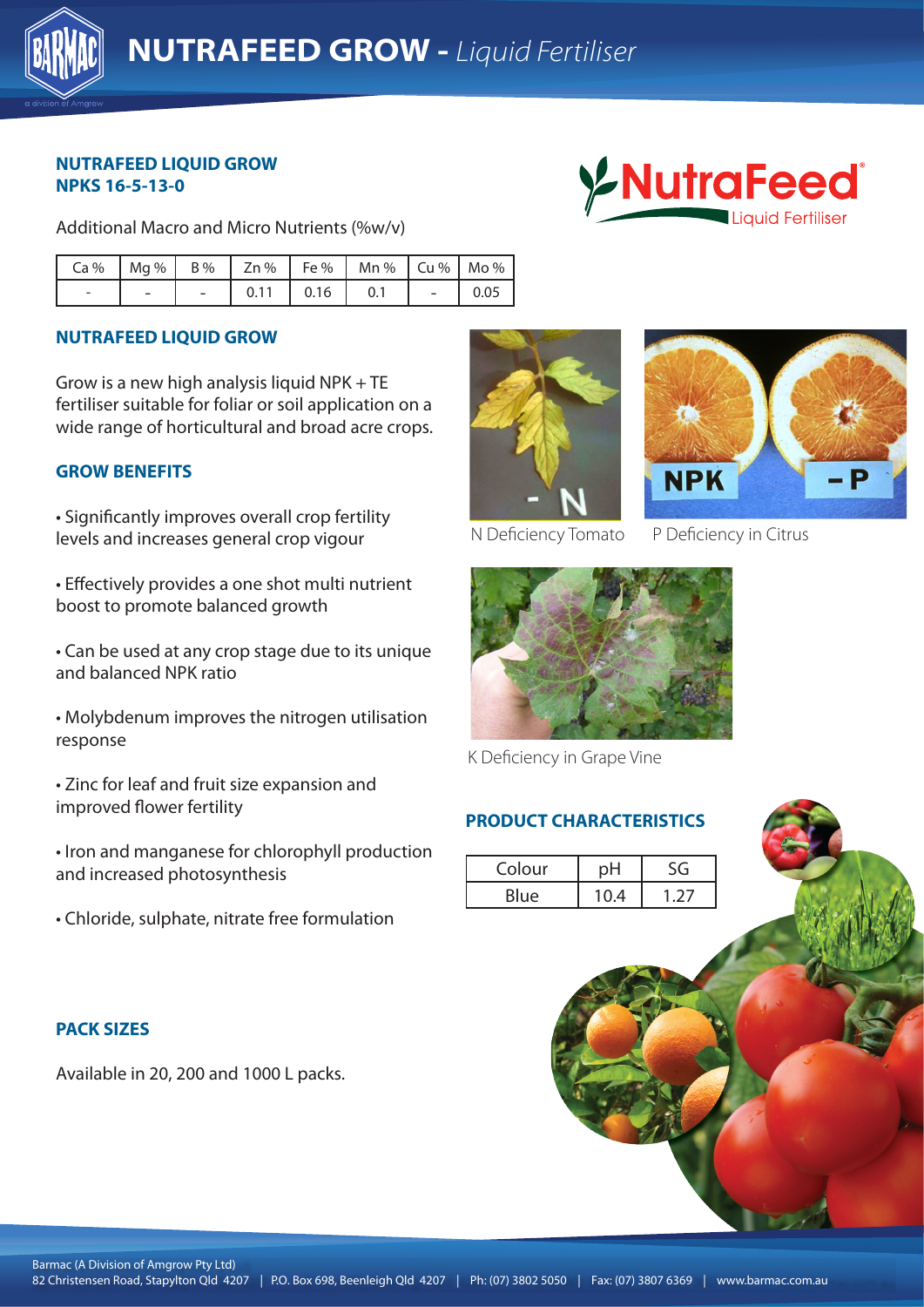# NUTRAFEED GROW - *Liquid Fertiliser*

## NUTRAFEED LIQUID GROW
## NPKS 16-5-13-0

Additional Macro and Micro Nutrients (%w/v)

| Ca % | Mg % | B % | Zn % | Fe % | Mn % | Cu % | Mo % |
|---|---|---|---|---|---|---|---|
| - | - | - | 0.11 | 0.16 | 0.1 | - | 0.05 |

## NUTRAFEED LIQUID GROW

Grow is a new high analysis liquid NPK + TE fertiliser suitable for foliar or soil application on a wide range of horticultural and broad acre crops.

## GROW BENEFITS

- Significantly improves overall crop fertility levels and increases general crop vigour
- Effectively provides a one shot multi nutrient boost to promote balanced growth
- Can be used at any crop stage due to its unique and balanced NPK ratio
- Molybdenum improves the nitrogen utilisation response
- Zinc for leaf and fruit size expansion and improved flower fertility
- Iron and manganese for chlorophyll production and increased photosynthesis
- Chloride, sulphate, nitrate free formulation

N Deficiency Tomato

P Deficiency in Citrus

K Deficiency in Grape Vine

## PRODUCT CHARACTERISTICS

| Colour | pH | SG |
|---|---|---|
| Blue | 10.4 | 1.27 |

## PACK SIZES

Available in 20, 200 and 1000 L packs.

Barmac (A Division of Amgrow Pty Ltd)
82 Christensen Road, Stapylton Qld 4207 | P.O. Box 698, Beenleigh Qld 4207 | Ph: (07) 3802 5050 | Fax: (07) 3807 6369 | www.barmac.com.au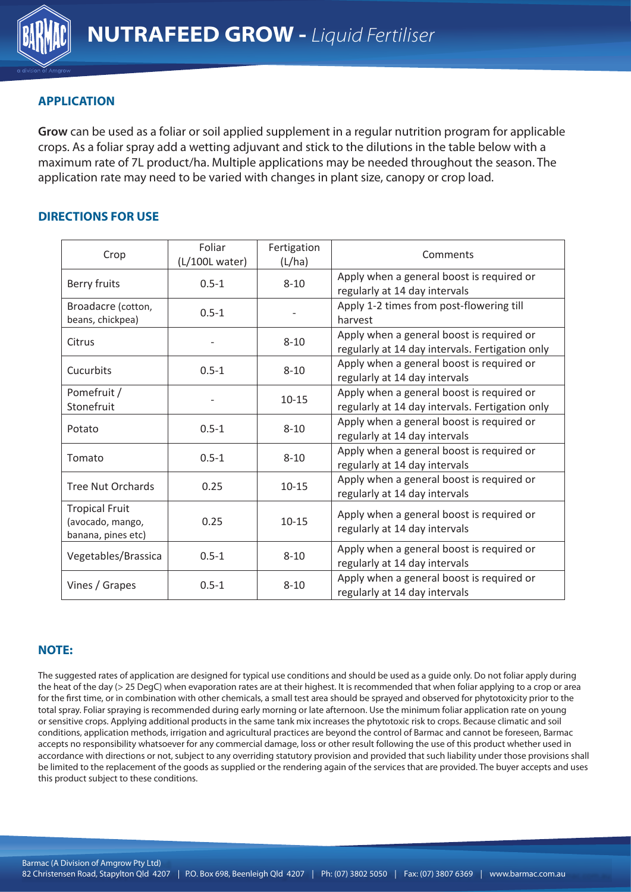# NUTRAFEED GROW - *Liquid Fertiliser*

## APPLICATION

**Grow** can be used as a foliar or soil applied supplement in a regular nutrition program for applicable crops. As a foliar spray add a wetting adjuvant and stick to the dilutions in the table below with a maximum rate of 7L product/ha. Multiple applications may be needed throughout the season. The application rate may need to be varied with changes in plant size, canopy or crop load.

## DIRECTIONS FOR USE

| Crop | Foliar (L/100L water) | Fertigation (L/ha) | Comments |
|---|---|---|---|
| Berry fruits | 0.5-1 | 8-10 | Apply when a general boost is required or regularly at 14 day intervals |
| Broadacre (cotton, beans, chickpea) | 0.5-1 | - | Apply 1-2 times from post-flowering till harvest |
| Citrus | - | 8-10 | Apply when a general boost is required or regularly at 14 day intervals. Fertigation only |
| Cucurbits | 0.5-1 | 8-10 | Apply when a general boost is required or regularly at 14 day intervals |
| Pomefruit / Stonefruit | - | 10-15 | Apply when a general boost is required or regularly at 14 day intervals. Fertigation only |
| Potato | 0.5-1 | 8-10 | Apply when a general boost is required or regularly at 14 day intervals |
| Tomato | 0.5-1 | 8-10 | Apply when a general boost is required or regularly at 14 day intervals |
| Tree Nut Orchards | 0.25 | 10-15 | Apply when a general boost is required or regularly at 14 day intervals |
| Tropical Fruit (avocado, mango, banana, pines etc) | 0.25 | 10-15 | Apply when a general boost is required or regularly at 14 day intervals |
| Vegetables/Brassica | 0.5-1 | 8-10 | Apply when a general boost is required or regularly at 14 day intervals |
| Vines / Grapes | 0.5-1 | 8-10 | Apply when a general boost is required or regularly at 14 day intervals |

## NOTE:

The suggested rates of application are designed for typical use conditions and should be used as a guide only. Do not foliar apply during the heat of the day (> 25 DegC) when evaporation rates are at their highest. It is recommended that when foliar applying to a crop or area for the first time, or in combination with other chemicals, a small test area should be sprayed and observed for phytotoxicity prior to the total spray. Foliar spraying is recommended during early morning or late afternoon. Use the minimum foliar application rate on young or sensitive crops. Applying additional products in the same tank mix increases the phytotoxic risk to crops. Because climatic and soil conditions, application methods, irrigation and agricultural practices are beyond the control of Barmac and cannot be foreseen, Barmac accepts no responsibility whatsoever for any commercial damage, loss or other result following the use of this product whether used in accordance with directions or not, subject to any overriding statutory provision and provided that such liability under those provisions shall be limited to the replacement of the goods as supplied or the rendering again of the services that are provided. The buyer accepts and uses this product subject to these conditions.

Barmac (A Division of Amgrow Pty Ltd)
82 Christensen Road, Stapylton Qld 4207 | P.O. Box 698, Beenleigh Qld 4207 | Ph: (07) 3802 5050 | Fax: (07) 3807 6369 | www.barmac.com.au